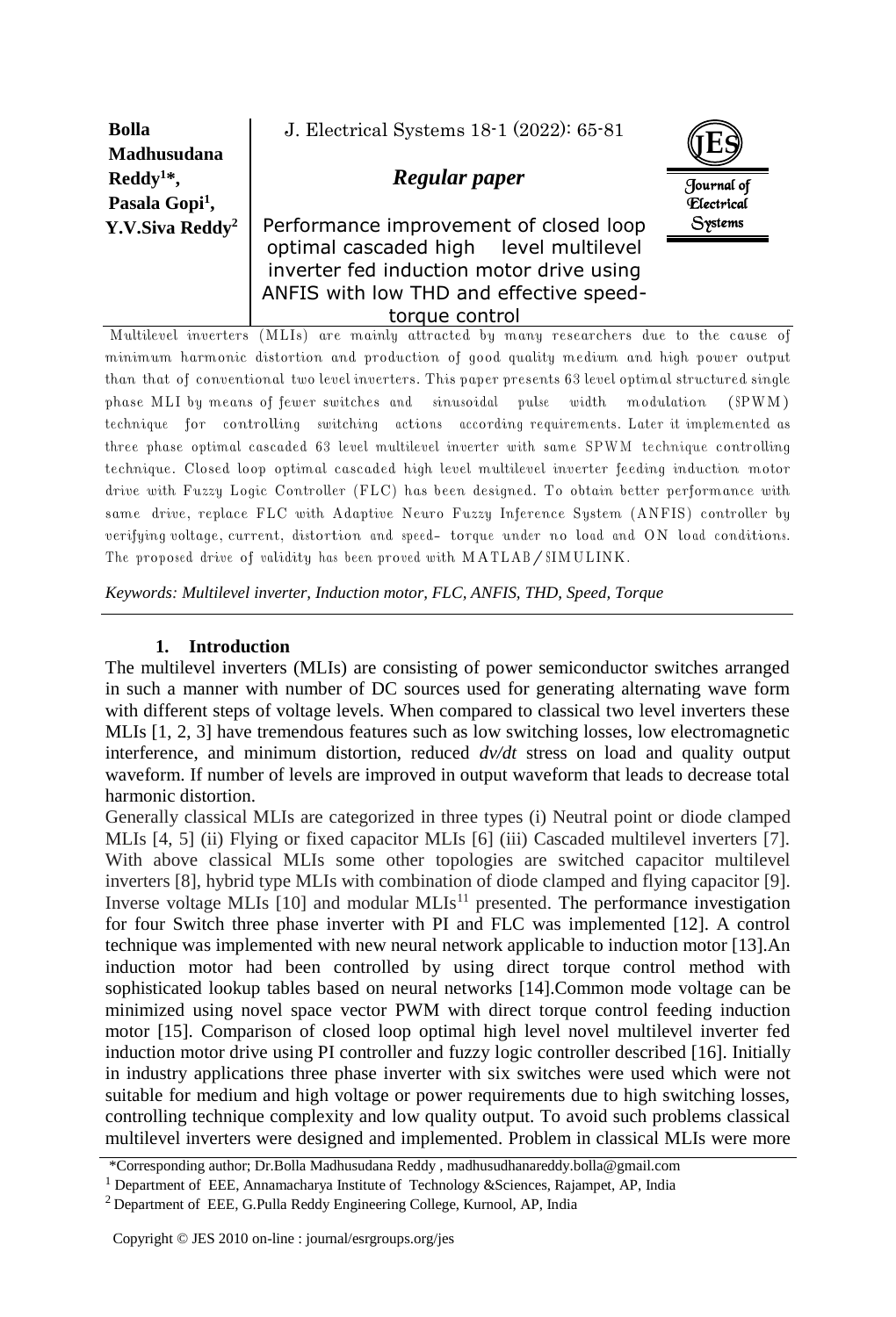**Bolla Madhusudana Reddy[1*], Pasala Gopi[1], Y.V.Siva Reddy[2]**

*Regular paper*

# Performance improvement of closed loop optimal cascaded high level multilevel inverter fed induction motor drive using ANFIS with low THD and effective speed-torque control

Multilevel inverters (MLIs) are mainly attracted by many researchers due to the cause of minimum harmonic distortion and production of good quality medium and high power output than that of conventional two level inverters. This paper presents 63 level optimal structured single phase MLI by means of fewer switches and sinusoidal pulse width modulation (SPWM) technique for controlling switching actions according requirements. Later it implemented as three phase optimal cascaded 63 level multilevel inverter with same SPWM technique controlling technique. Closed loop optimal cascaded high level multilevel inverter feeding induction motor drive with Fuzzy Logic Controller (FLC) has been designed. To obtain better performance with same drive, replace FLC with Adaptive Neuro Fuzzy Inference System (ANFIS) controller by verifying voltage, current, distortion and speed- torque under no load and ON load conditions. The proposed drive of validity has been proved with MATLAB/SIMULINK.

*Keywords: Multilevel inverter, Induction motor, FLC, ANFIS, THD, Speed, Torque*

## 1. Introduction

The multilevel inverters (MLIs) are consisting of power semiconductor switches arranged in such a manner with number of DC sources used for generating alternating wave form with different steps of voltage levels. When compared to classical two level inverters these MLIs [1, 2, 3] have tremendous features such as low switching losses, low electromagnetic interference, and minimum distortion, reduced *dv/dt* stress on load and quality output waveform. If number of levels are improved in output waveform that leads to decrease total harmonic distortion.

Generally classical MLIs are categorized in three types (i) Neutral point or diode clamped MLIs [4, 5] (ii) Flying or fixed capacitor MLIs [6] (iii) Cascaded multilevel inverters [7]. With above classical MLIs some other topologies are switched capacitor multilevel inverters [8], hybrid type MLIs with combination of diode clamped and flying capacitor [9]. Inverse voltage MLIs [10] and modular MLIs[11] presented. The performance investigation for four Switch three phase inverter with PI and FLC was implemented [12]. A control technique was implemented with new neural network applicable to induction motor [13].An induction motor had been controlled by using direct torque control method with sophisticated lookup tables based on neural networks [14].Common mode voltage can be minimized using novel space vector PWM with direct torque control feeding induction motor [15]. Comparison of closed loop optimal high level novel multilevel inverter fed induction motor drive using PI controller and fuzzy logic controller described [16]. Initially in industry applications three phase inverter with six switches were used which were not suitable for medium and high voltage or power requirements due to high switching losses, controlling technique complexity and low quality output. To avoid such problems classical multilevel inverters were designed and implemented. Problem in classical MLIs were more

*Corresponding author; Dr.Bolla Madhusudana Reddy , madhusudhanareddy.bolla@gmail.com

[1] Department of EEE, Annamacharya Institute of Technology &Sciences, Rajampet, AP, India

[2] Department of EEE, G.Pulla Reddy Engineering College, Kurnool, AP, India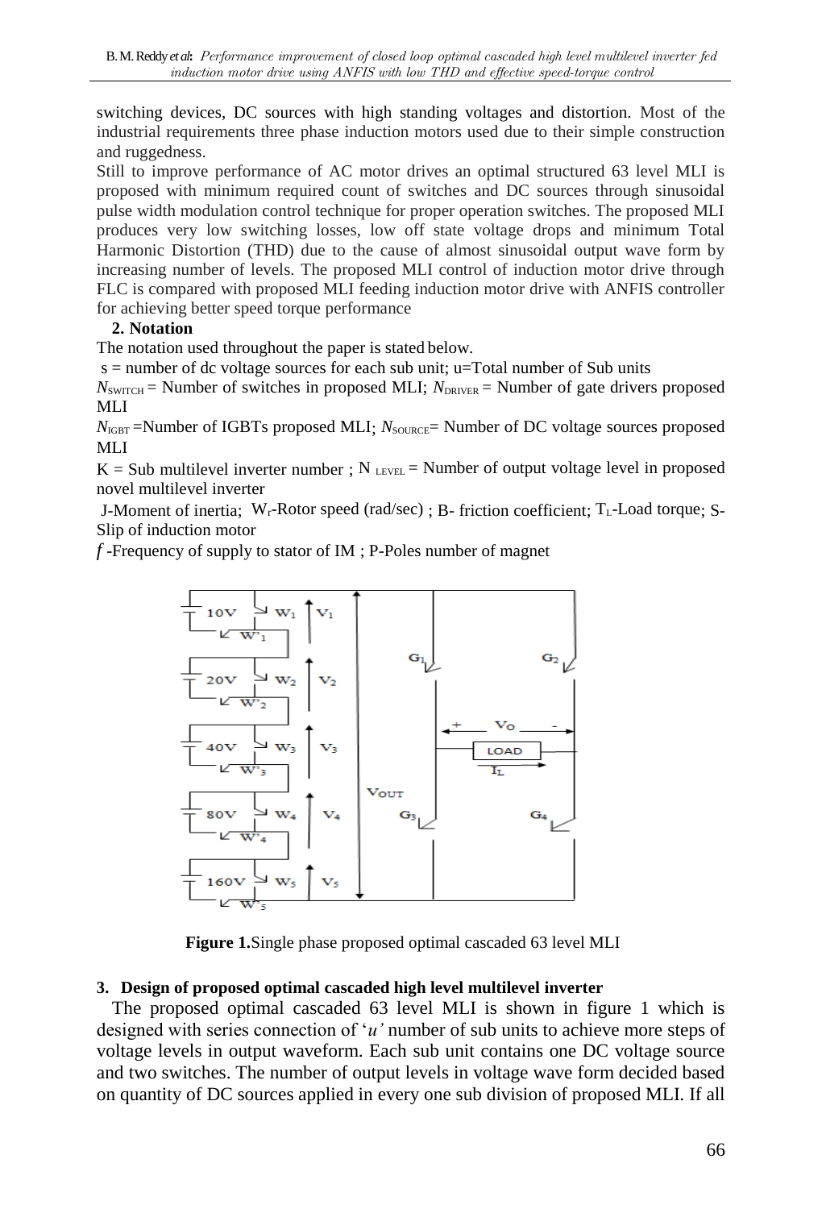switching devices, DC sources with high standing voltages and distortion. Most of the industrial requirements three phase induction motors used due to their simple construction and ruggedness.

Still to improve performance of AC motor drives an optimal structured 63 level MLI is proposed with minimum required count of switches and DC sources through sinusoidal pulse width modulation control technique for proper operation switches. The proposed MLI produces very low switching losses, low off state voltage drops and minimum Total Harmonic Distortion (THD) due to the cause of almost sinusoidal output wave form by increasing number of levels. The proposed MLI control of induction motor drive through FLC is compared with proposed MLI feeding induction motor drive with ANFIS controller for achieving better speed torque performance

## 2. Notation

The notation used throughout the paper is stated below.

s = number of dc voltage sources for each sub unit; u=Total number of Sub units

$N_{SWITCH}$ = Number of switches in proposed MLI; $N_{DRIVER}$ = Number of gate drivers proposed MLI

$N_{IGBT}$ =Number of IGBTs proposed MLI; $N_{SOURCE}$= Number of DC voltage sources proposed MLI

K = Sub multilevel inverter number ; $N_{LEVEL}$ = Number of output voltage level in proposed novel multilevel inverter

J-Moment of inertia; $W_r$-Rotor speed (rad/sec) ; B- friction coefficient; $T_L$-Load torque; S-Slip of induction motor

$f$ -Frequency of supply to stator of IM ; P-Poles number of magnet

**Figure 1.**Single phase proposed optimal cascaded 63 level MLI

## 3. Design of proposed optimal cascaded high level multilevel inverter

The proposed optimal cascaded 63 level MLI is shown in figure 1 which is designed with series connection of '*u'* number of sub units to achieve more steps of voltage levels in output waveform. Each sub unit contains one DC voltage source and two switches. The number of output levels in voltage wave form decided based on quantity of DC sources applied in every one sub division of proposed MLI. If all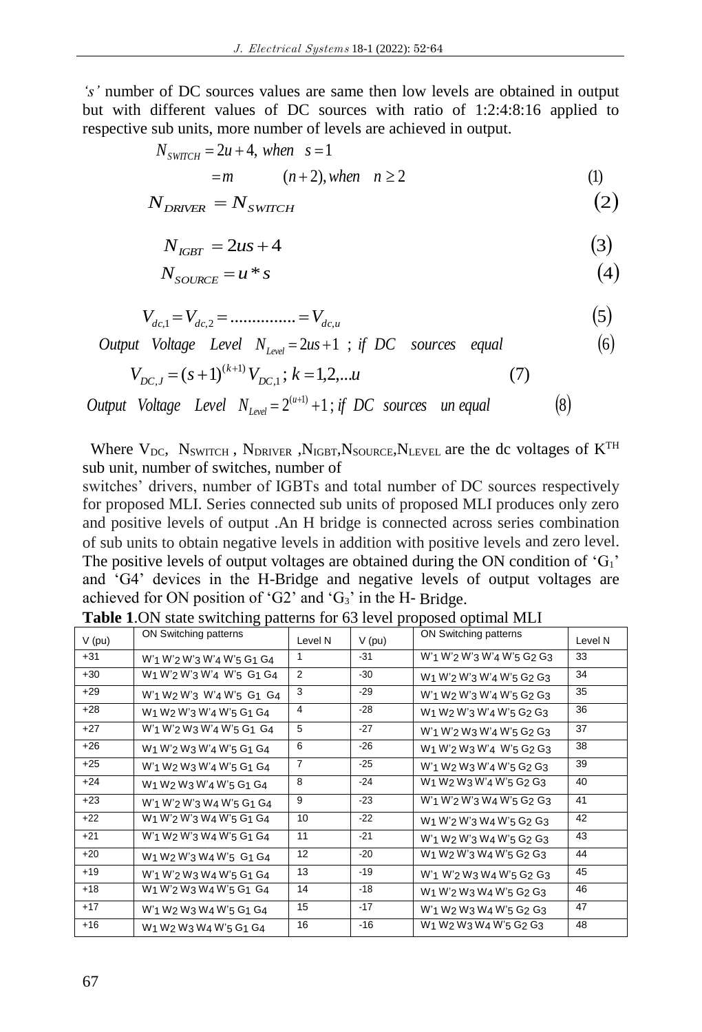*'s'* number of DC sources values are same then low levels are obtained in output but with different values of DC sources with ratio of 1:2:4:8:16 applied to respective sub units, more number of levels are achieved in output.

$$N_{SWITCH} = 2u + 4, \ when \ \ s = 1$$
$$= m \qquad (n+2), when \quad n \geq 2 \tag{1}$$

$$N_{DRIVER} = N_{SWITCH} \tag{2}$$

$$N_{IGBT} = 2us + 4 \tag{3}$$

$$N_{SOURCE} = u * s \tag{4}$$

$$V_{dc,1} = V_{dc,2} = ............... = V_{dc,u} \tag{5}$$

$$Output \ \ Voltage \ \ Level \ \ N_{Level} = 2us + 1 \ \ ; \ if \ \ DC \ \ \ sources \ \ \ equal \tag{6}$$

$$V_{DC,J} = (s+1)^{(k+1)} V_{DC,1}\,; \ k = 1,2,...u \tag{7}$$

$$Output \ \ Voltage \ \ \ Level \ \ \ N_{Level} = 2^{(u+1)} + 1\,; \ if \ \ DC \ \ sources \ \ \ un \ equal \tag{8}$$

Where $V_{DC}$, $N_{SWITCH}$, $N_{DRIVER}$, $N_{IGBT}$, $N_{SOURCE}$, $N_{LEVEL}$ are the dc voltages of $K^{TH}$ sub unit, number of switches, number of switches' drivers, number of IGBTs and total number of DC sources respectively for proposed MLI. Series connected sub units of proposed MLI produces only zero and positive levels of output .An H bridge is connected across series combination of sub units to obtain negative levels in addition with positive levels and zero level. The positive levels of output voltages are obtained during the ON condition of '$G_1$' and 'G4' devices in the H-Bridge and negative levels of output voltages are achieved for ON position of 'G2' and '$G_3$' in the H- Bridge.

**Table 1**.ON state switching patterns for 63 level proposed optimal MLI

| V (pu) | ON Switching patterns | Level N | V (pu) | ON Switching patterns | Level N |
|---|---|---|---|---|---|
| +31 | $W'_1 W'_2 W'_3 W'_4 W'_5 G_1 G_4$ | 1 | -31 | $W'_1 W'_2 W'_3 W'_4 W'_5 G_2 G_3$ | 33 |
| +30 | $W_1 W'_2 W'_3 W'_4 W'_5 G_1 G_4$ | 2 | -30 | $W_1 W'_2 W'_3 W'_4 W'_5 G_2 G_3$ | 34 |
| +29 | $W'_1 W_2 W'_3 W'_4 W'_5 G_1 G_4$ | 3 | -29 | $W'_1 W_2 W'_3 W'_4 W'_5 G_2 G_3$ | 35 |
| +28 | $W_1 W_2 W'_3 W'_4 W'_5 G_1 G_4$ | 4 | -28 | $W_1 W_2 W'_3 W'_4 W'_5 G_2 G_3$ | 36 |
| +27 | $W'_1 W'_2 W_3 W'_4 W'_5 G_1 G_4$ | 5 | -27 | $W'_1 W'_2 W_3 W'_4 W'_5 G_2 G_3$ | 37 |
| +26 | $W_1 W'_2 W_3 W'_4 W'_5 G_1 G_4$ | 6 | -26 | $W_1 W'_2 W_3 W'_4 W'_5 G_2 G_3$ | 38 |
| +25 | $W'_1 W_2 W_3 W'_4 W'_5 G_1 G_4$ | 7 | -25 | $W'_1 W_2 W_3 W'_4 W'_5 G_2 G_3$ | 39 |
| +24 | $W_1 W_2 W_3 W'_4 W'_5 G_1 G_4$ | 8 | -24 | $W_1 W_2 W_3 W'_4 W'_5 G_2 G_3$ | 40 |
| +23 | $W'_1 W'_2 W'_3 W_4 W'_5 G_1 G_4$ | 9 | -23 | $W'_1 W'_2 W'_3 W_4 W'_5 G_2 G_3$ | 41 |
| +22 | $W_1 W'_2 W'_3 W_4 W'_5 G_1 G_4$ | 10 | -22 | $W_1 W'_2 W'_3 W_4 W'_5 G_2 G_3$ | 42 |
| +21 | $W'_1 W_2 W'_3 W_4 W'_5 G_1 G_4$ | 11 | -21 | $W'_1 W_2 W'_3 W_4 W'_5 G_2 G_3$ | 43 |
| +20 | $W_1 W_2 W'_3 W_4 W'_5 G_1 G_4$ | 12 | -20 | $W_1 W_2 W'_3 W_4 W'_5 G_2 G_3$ | 44 |
| +19 | $W'_1 W'_2 W_3 W_4 W'_5 G_1 G_4$ | 13 | -19 | $W'_1 W'_2 W_3 W_4 W'_5 G_2 G_3$ | 45 |
| +18 | $W_1 W'_2 W_3 W_4 W'_5 G_1 G_4$ | 14 | -18 | $W_1 W'_2 W_3 W_4 W'_5 G_2 G_3$ | 46 |
| +17 | $W'_1 W_2 W_3 W_4 W'_5 G_1 G_4$ | 15 | -17 | $W'_1 W_2 W_3 W_4 W'_5 G_2 G_3$ | 47 |
| +16 | $W_1 W_2 W_3 W_4 W'_5 G_1 G_4$ | 16 | -16 | $W_1 W_2 W_3 W_4 W'_5 G_2 G_3$ | 48 |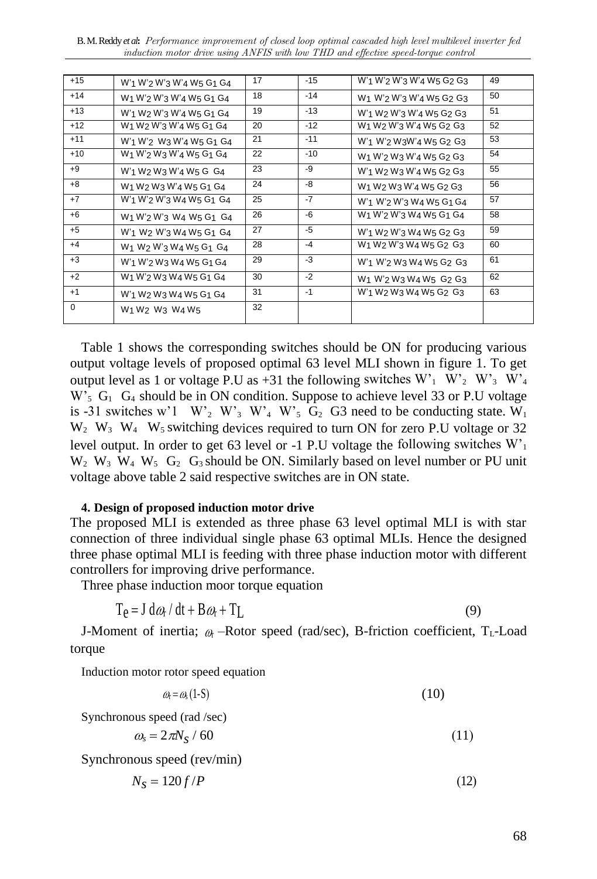| +15 | $W'_1\ W'_2\ W'_3\ W'_4\ W_5\ G_1\ G_4$ | 17 | -15 | $W'_1\ W'_2\ W'_3\ W'_4\ W_5\ G_2\ G_3$ | 49 |
|---|---|---|---|---|---|
| +14 | $W_1\ W'_2\ W'_3\ W'_4\ W_5\ G_1\ G_4$ | 18 | -14 | $W_1\ W'_2\ W'_3\ W'_4\ W_5\ G_2\ G_3$ | 50 |
| +13 | $W'_1\ W_2\ W'_3\ W'_4\ W_5\ G_1\ G_4$ | 19 | -13 | $W'_1\ W_2\ W'_3\ W'_4\ W_5\ G_2\ G_3$ | 51 |
| +12 | $W_1\ W_2\ W'_3\ W'_4\ W_5\ G_1\ G_4$ | 20 | -12 | $W_1\ W_2\ W'_3\ W'_4\ W_5\ G_2\ G_3$ | 52 |
| +11 | $W'_1\ W'_2\ W_3\ W'_4\ W_5\ G_1\ G_4$ | 21 | -11 | $W'_1\ W'_2\ W_3 W'_4\ W_5\ G_2\ G_3$ | 53 |
| +10 | $W_1\ W'_2\ W_3\ W'_4\ W_5\ G_1\ G_4$ | 22 | -10 | $W_1\ W'_2\ W_3\ W'_4\ W_5\ G_2\ G_3$ | 54 |
| +9 | $W'_1\ W_2\ W_3\ W'_4\ W_5\ G\ G_4$ | 23 | -9 | $W'_1\ W_2\ W_3\ W'_4\ W_5\ G_2\ G_3$ | 55 |
| +8 | $W_1\ W_2\ W_3\ W'_4\ W_5\ G_1\ G_4$ | 24 | -8 | $W_1\ W_2\ W_3\ W'_4\ W_5\ G_2\ G_3$ | 56 |
| +7 | $W'_1\ W'_2\ W'_3\ W_4\ W_5\ G_1\ G_4$ | 25 | -7 | $W'_1\ W'_2\ W'_3\ W_4\ W_5\ G_1\ G_4$ | 57 |
| +6 | $W_1\ W'_2\ W'_3\ W_4\ W_5\ G_1\ G_4$ | 26 | -6 | $W_1\ W'_2\ W'_3\ W_4\ W_5\ G_1\ G_4$ | 58 |
| +5 | $W'_1\ W_2\ W'_3\ W_4\ W_5\ G_1\ G_4$ | 27 | -5 | $W'_1\ W_2\ W'_3\ W_4\ W_5\ G_2\ G_3$ | 59 |
| +4 | $W_1\ W_2\ W'_3\ W_4\ W_5\ G_1\ G_4$ | 28 | -4 | $W_1\ W_2\ W'_3\ W_4\ W_5\ G_2\ G_3$ | 60 |
| +3 | $W'_1\ W'_2\ W_3\ W_4\ W_5\ G_1\ G_4$ | 29 | -3 | $W'_1\ W'_2\ W_3\ W_4\ W_5\ G_2\ G_3$ | 61 |
| +2 | $W_1\ W'_2\ W_3\ W_4\ W_5\ G_1\ G_4$ | 30 | -2 | $W_1\ W'_2\ W_3\ W_4\ W_5\ G_2\ G_3$ | 62 |
| +1 | $W'_1\ W_2\ W_3\ W_4\ W_5\ G_1\ G_4$ | 31 | -1 | $W'_1\ W_2\ W_3\ W_4\ W_5\ G_2\ G_3$ | 63 |
| 0 | $W_1\ W_2\ W_3\ W_4\ W_5$ | 32 | | | |

Table 1 shows the corresponding switches should be ON for producing various output voltage levels of proposed optimal 63 level MLI shown in figure 1. To get output level as 1 or voltage P.U as +31 the following switches $W'_1$ $W'_2$ $W'_3$ $W'_4$ $W'_5$ $G_1$ $G_4$ should be in ON condition. Suppose to achieve level 33 or P.U voltage is -31 switches w'1 $W'_2$ $W'_3$ $W'_4$ $W'_5$ $G_2$ G3 need to be conducting state. $W_1$ $W_2$ $W_3$ $W_4$ $W_5$ switching devices required to turn ON for zero P.U voltage or 32 level output. In order to get 63 level or -1 P.U voltage the following switches $W'_1$ $W_2$ $W_3$ $W_4$ $W_5$ $G_2$ $G_3$ should be ON. Similarly based on level number or PU unit voltage above table 2 said respective switches are in ON state.

**4. Design of proposed induction motor drive**

The proposed MLI is extended as three phase 63 level optimal MLI is with star connection of three individual single phase 63 optimal MLIs. Hence the designed three phase optimal MLI is feeding with three phase induction motor with different controllers for improving drive performance.

Three phase induction moor torque equation

$$T_e = J\, d\omega_r / dt + B\omega_r + T_L \tag{9}$$

J-Moment of inertia; $\omega_r$ –Rotor speed (rad/sec), B-friction coefficient, $T_L$-Load torque

Induction motor rotor speed equation

$$\omega_r = \omega_s (1-S) \tag{10}$$

Synchronous speed (rad /sec)

$$\omega_s = 2\pi N_S / 60 \tag{11}$$

Synchronous speed (rev/min)

$$N_S = 120 f / P \tag{12}$$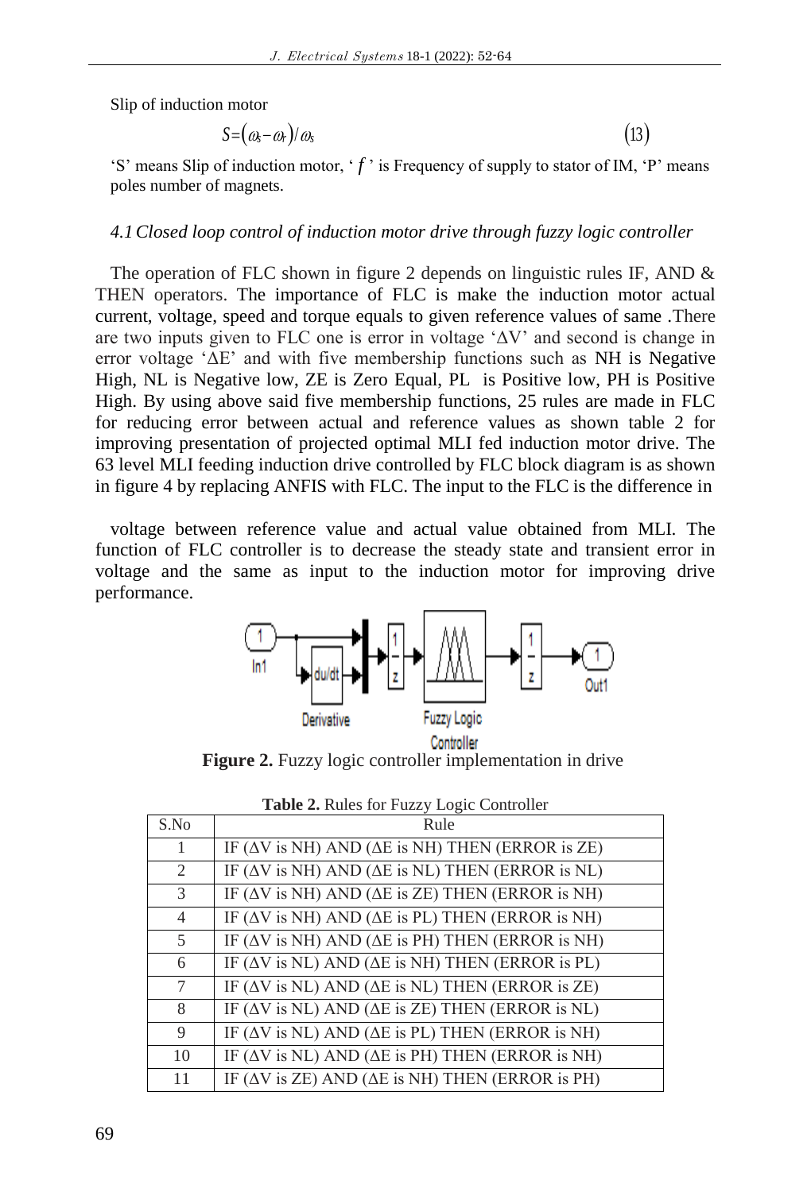Slip of induction motor

$$S = (\omega_s - \omega_r)/\omega_s \tag{13}$$

'S' means Slip of induction motor, '$f$' is Frequency of supply to stator of IM, 'P' means poles number of magnets.

### *4.1 Closed loop control of induction motor drive through fuzzy logic controller*

The operation of FLC shown in figure 2 depends on linguistic rules IF, AND & THEN operators. The importance of FLC is make the induction motor actual current, voltage, speed and torque equals to given reference values of same .There are two inputs given to FLC one is error in voltage 'ΔV' and second is change in error voltage 'ΔE' and with five membership functions such as NH is Negative High, NL is Negative low, ZE is Zero Equal, PL is Positive low, PH is Positive High. By using above said five membership functions, 25 rules are made in FLC for reducing error between actual and reference values as shown table 2 for improving presentation of projected optimal MLI fed induction motor drive. The 63 level MLI feeding induction drive controlled by FLC block diagram is as shown in figure 4 by replacing ANFIS with FLC. The input to the FLC is the difference in voltage between reference value and actual value obtained from MLI. The function of FLC controller is to decrease the steady state and transient error in voltage and the same as input to the induction motor for improving drive performance.

**Figure 2.** Fuzzy logic controller implementation in drive

**Table 2.** Rules for Fuzzy Logic Controller

| S.No | Rule |
|---|---|
| 1 | IF (ΔV is NH) AND (ΔE is NH) THEN (ERROR is ZE) |
| 2 | IF (ΔV is NH) AND (ΔE is NL) THEN (ERROR is NL) |
| 3 | IF (ΔV is NH) AND (ΔE is ZE) THEN (ERROR is NH) |
| 4 | IF (ΔV is NH) AND (ΔE is PL) THEN (ERROR is NH) |
| 5 | IF (ΔV is NH) AND (ΔE is PH) THEN (ERROR is NH) |
| 6 | IF (ΔV is NL) AND (ΔE is NH) THEN (ERROR is PL) |
| 7 | IF (ΔV is NL) AND (ΔE is NL) THEN (ERROR is ZE) |
| 8 | IF (ΔV is NL) AND (ΔE is ZE) THEN (ERROR is NL) |
| 9 | IF (ΔV is NL) AND (ΔE is PL) THEN (ERROR is NH) |
| 10 | IF (ΔV is NL) AND (ΔE is PH) THEN (ERROR is NH) |
| 11 | IF (ΔV is ZE) AND (ΔE is NH) THEN (ERROR is PH) |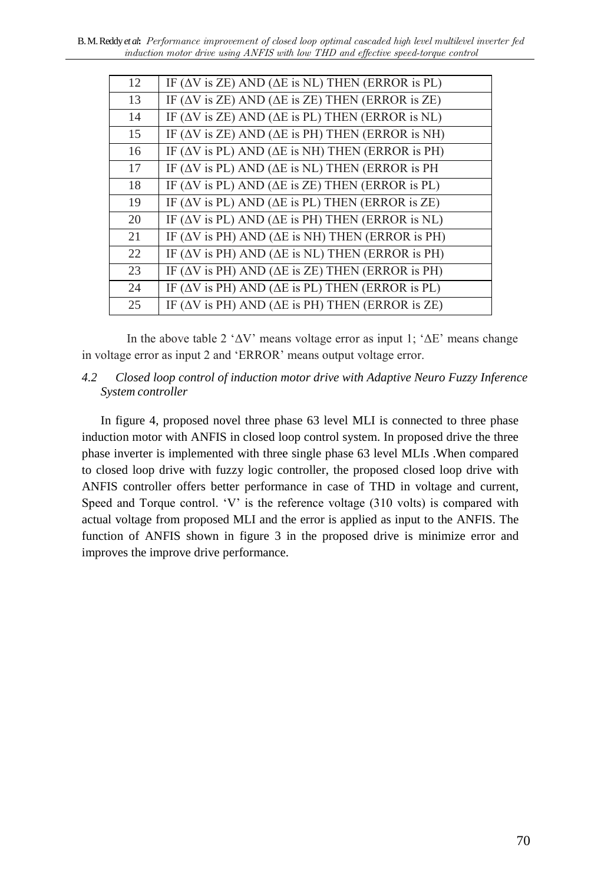| 12 | IF (ΔV is ZE) AND (ΔE is NL) THEN (ERROR is PL) |
|---|---|
| 13 | IF (ΔV is ZE) AND (ΔE is ZE) THEN (ERROR is ZE) |
| 14 | IF (ΔV is ZE) AND (ΔE is PL) THEN (ERROR is NL) |
| 15 | IF (ΔV is ZE) AND (ΔE is PH) THEN (ERROR is NH) |
| 16 | IF (ΔV is PL) AND (ΔE is NH) THEN (ERROR is PH) |
| 17 | IF (ΔV is PL) AND (ΔE is NL) THEN (ERROR is PH |
| 18 | IF (ΔV is PL) AND (ΔE is ZE) THEN (ERROR is PL) |
| 19 | IF (ΔV is PL) AND (ΔE is PL) THEN (ERROR is ZE) |
| 20 | IF (ΔV is PL) AND (ΔE is PH) THEN (ERROR is NL) |
| 21 | IF (ΔV is PH) AND (ΔE is NH) THEN (ERROR is PH) |
| 22 | IF (ΔV is PH) AND (ΔE is NL) THEN (ERROR is PH) |
| 23 | IF (ΔV is PH) AND (ΔE is ZE) THEN (ERROR is PH) |
| 24 | IF (ΔV is PH) AND (ΔE is PL) THEN (ERROR is PL) |
| 25 | IF (ΔV is PH) AND (ΔE is PH) THEN (ERROR is ZE) |

In the above table 2 'ΔV' means voltage error as input 1; 'ΔE' means change in voltage error as input 2 and 'ERROR' means output voltage error.

### *4.2 Closed loop control of induction motor drive with Adaptive Neuro Fuzzy Inference System controller*

In figure 4, proposed novel three phase 63 level MLI is connected to three phase induction motor with ANFIS in closed loop control system. In proposed drive the three phase inverter is implemented with three single phase 63 level MLIs .When compared to closed loop drive with fuzzy logic controller, the proposed closed loop drive with ANFIS controller offers better performance in case of THD in voltage and current, Speed and Torque control. 'V' is the reference voltage (310 volts) is compared with actual voltage from proposed MLI and the error is applied as input to the ANFIS. The function of ANFIS shown in figure 3 in the proposed drive is minimize error and improves the improve drive performance.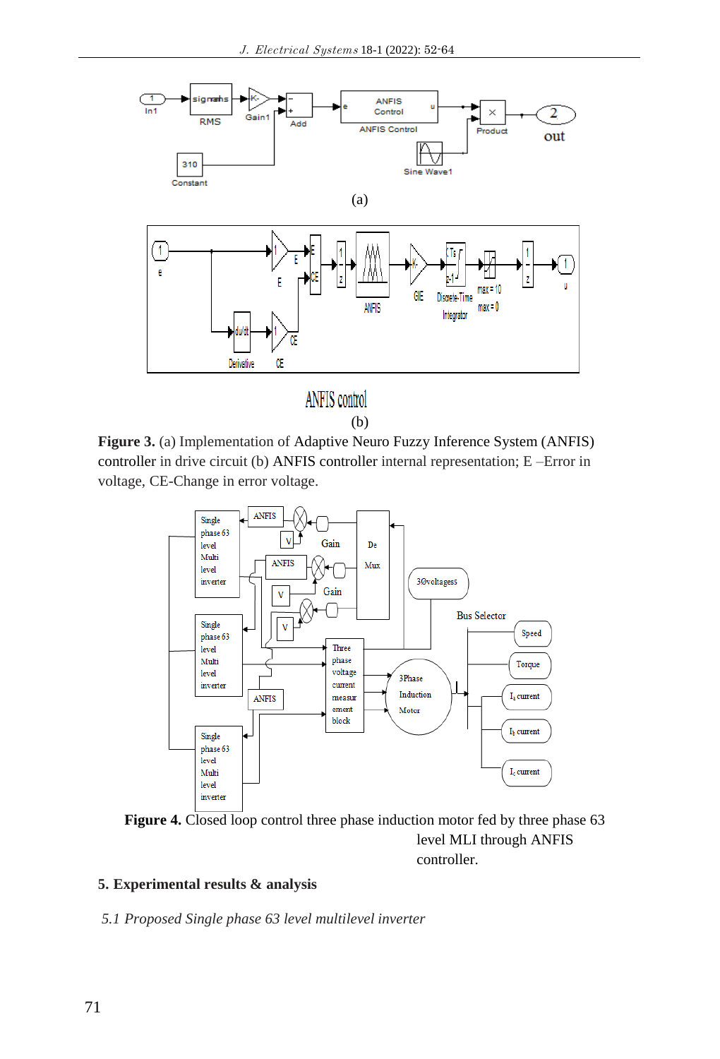(a)

(b)

**Figure 3.** (a) Implementation of Adaptive Neuro Fuzzy Inference System (ANFIS) controller in drive circuit (b) ANFIS controller internal representation; E –Error in voltage, CE-Change in error voltage.

**Figure 4.** Closed loop control three phase induction motor fed by three phase 63 level MLI through ANFIS controller.

## 5. Experimental results & analysis

### *5.1 Proposed Single phase 63 level multilevel inverter*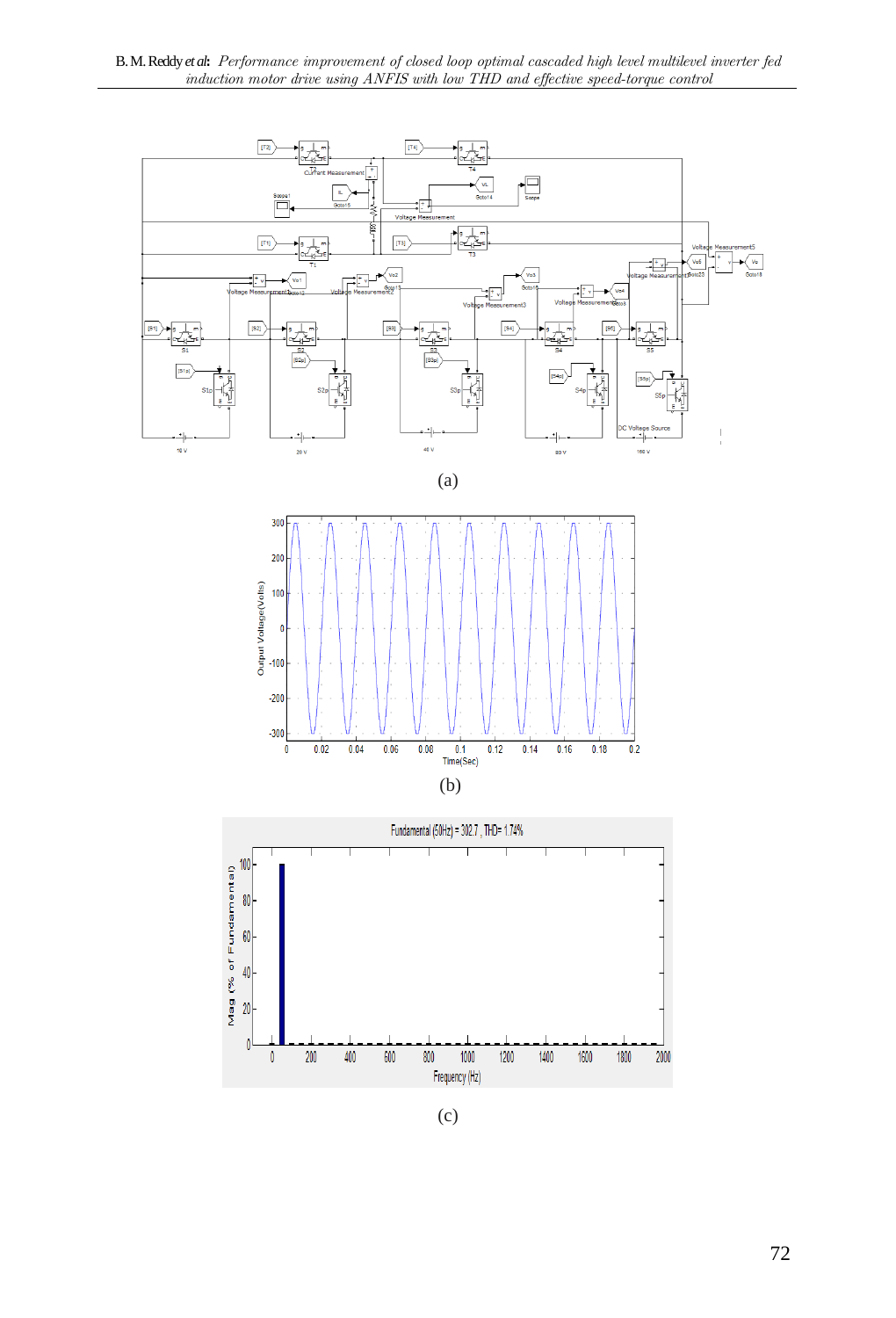(a)

(b)

(c)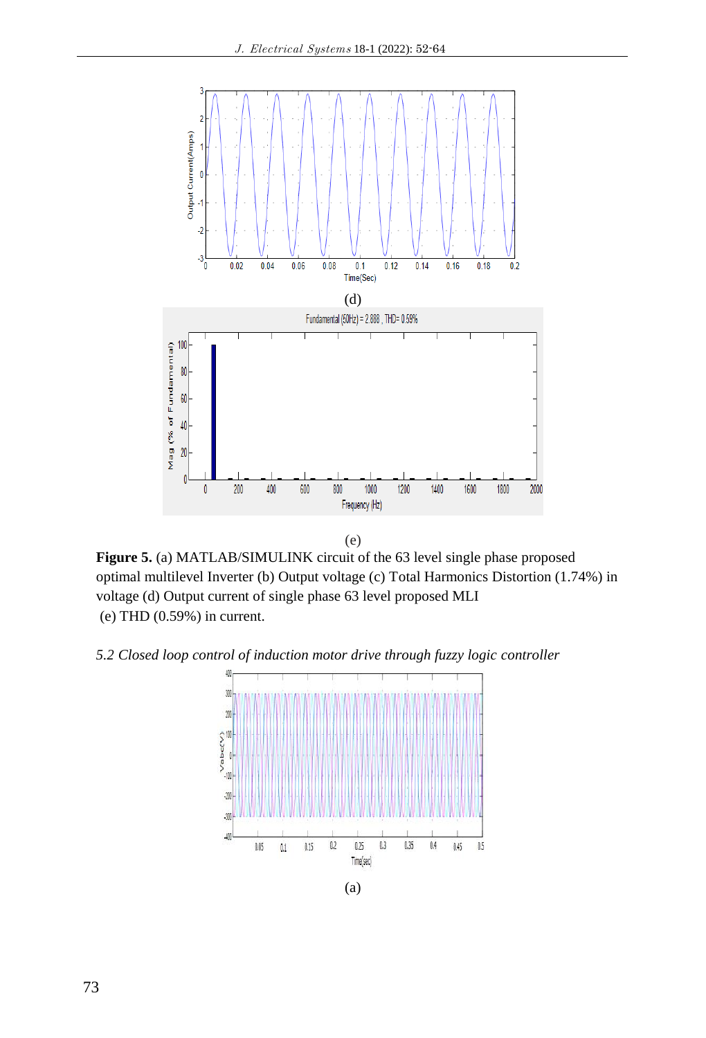(d)

(e)

**Figure 5.** (a) MATLAB/SIMULINK circuit of the 63 level single phase proposed optimal multilevel Inverter (b) Output voltage (c) Total Harmonics Distortion (1.74%) in voltage (d) Output current of single phase 63 level proposed MLI
(e) THD (0.59%) in current.

*5.2 Closed loop control of induction motor drive through fuzzy logic controller*

(a)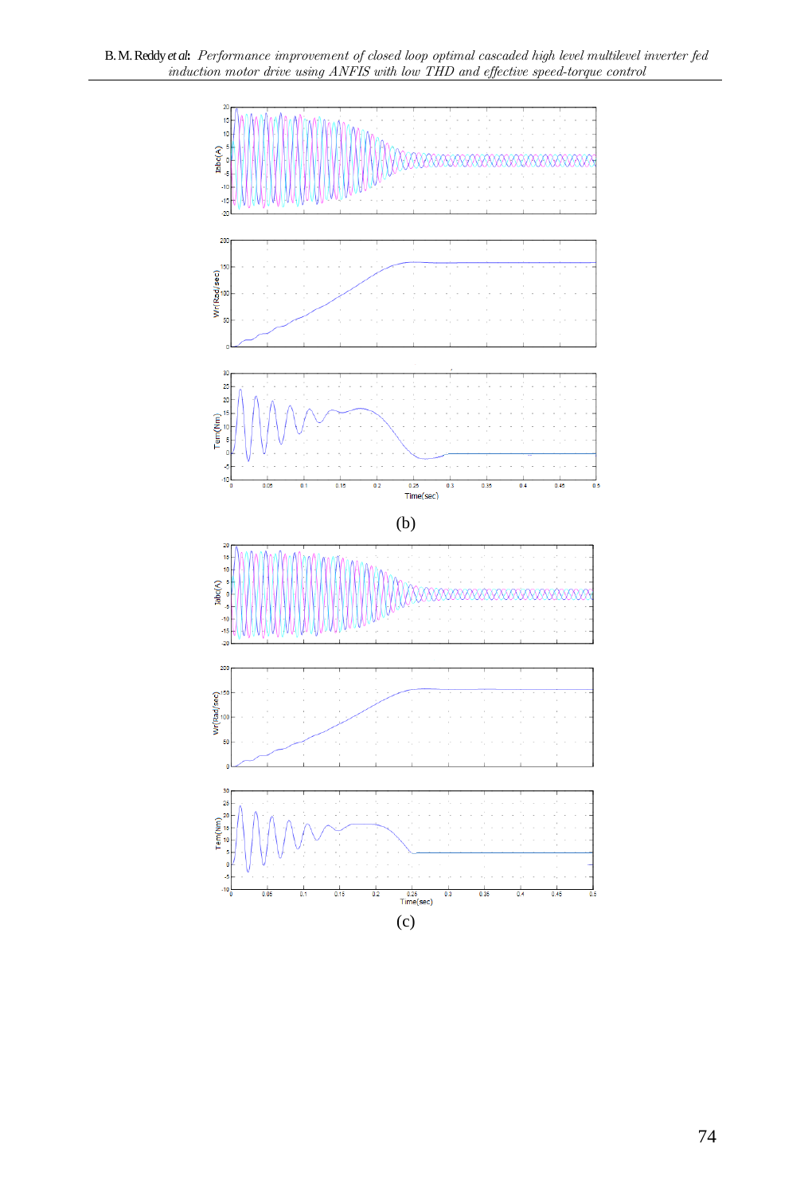(b)

(c)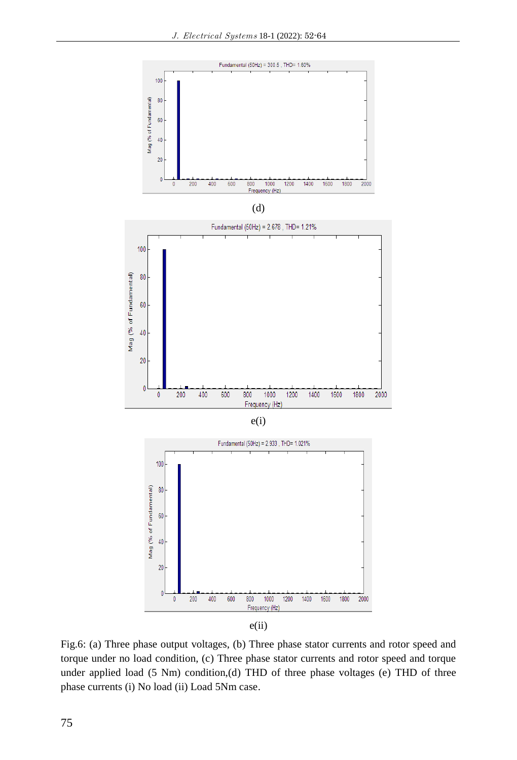(d)

e(i)

e(ii)

Fig.6: (a) Three phase output voltages, (b) Three phase stator currents and rotor speed and torque under no load condition, (c) Three phase stator currents and rotor speed and torque under applied load (5 Nm) condition,(d) THD of three phase voltages (e) THD of three phase currents (i) No load (ii) Load 5Nm case.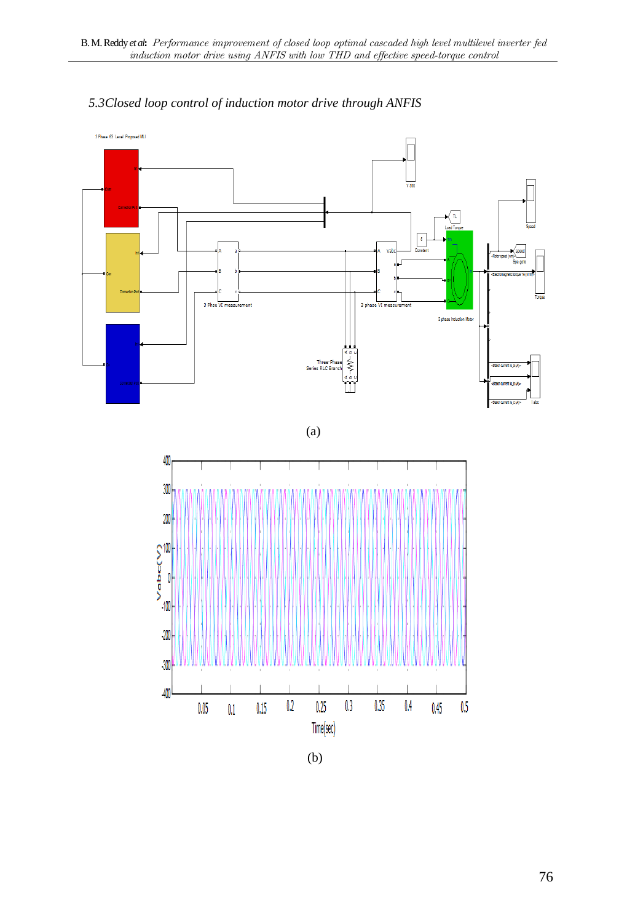*5.3Closed loop control of induction motor drive through ANFIS*

(a)

(b)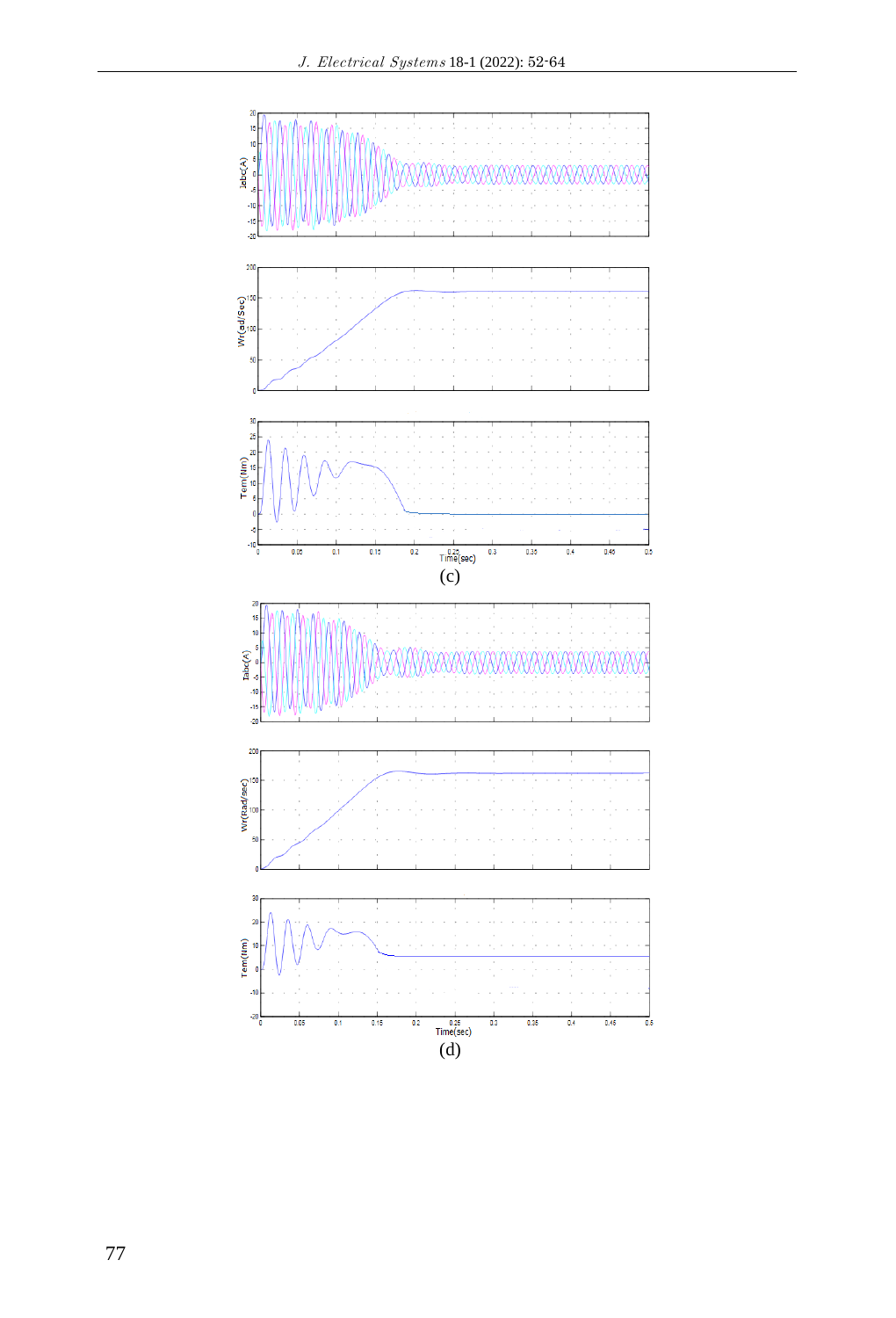(c)

(d)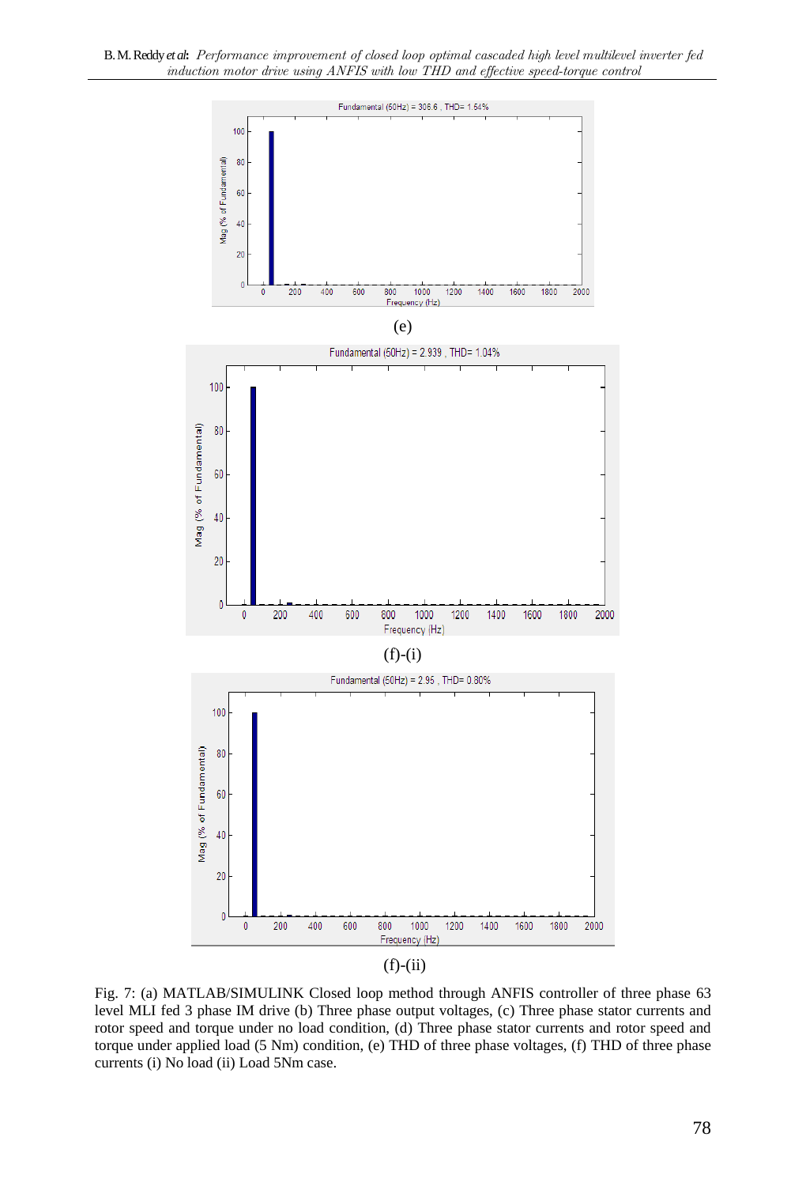Fundamental (50Hz) = 306.6 , THD= 1.54%

(e)

Fundamental (50Hz) = 2.939 , THD= 1.04%

(f)-(i)

Fundamental (50Hz) = 2.95 , THD= 0.80%

(f)-(ii)

Fig. 7: (a) MATLAB/SIMULINK Closed loop method through ANFIS controller of three phase 63 level MLI fed 3 phase IM drive (b) Three phase output voltages, (c) Three phase stator currents and rotor speed and torque under no load condition, (d) Three phase stator currents and rotor speed and torque under applied load (5 Nm) condition, (e) THD of three phase voltages, (f) THD of three phase currents (i) No load (ii) Load 5Nm case.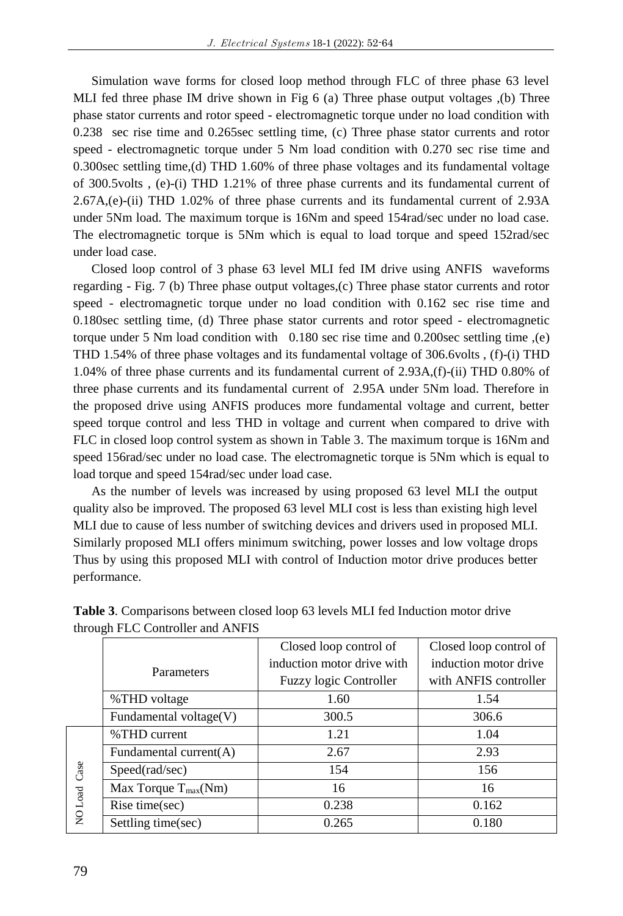Simulation wave forms for closed loop method through FLC of three phase 63 level MLI fed three phase IM drive shown in Fig 6 (a) Three phase output voltages ,(b) Three phase stator currents and rotor speed - electromagnetic torque under no load condition with 0.238 sec rise time and 0.265sec settling time, (c) Three phase stator currents and rotor speed - electromagnetic torque under 5 Nm load condition with 0.270 sec rise time and 0.300sec settling time,(d) THD 1.60% of three phase voltages and its fundamental voltage of 300.5volts , (e)-(i) THD 1.21% of three phase currents and its fundamental current of 2.67A,(e)-(ii) THD 1.02% of three phase currents and its fundamental current of 2.93A under 5Nm load. The maximum torque is 16Nm and speed 154rad/sec under no load case. The electromagnetic torque is 5Nm which is equal to load torque and speed 152rad/sec under load case.

Closed loop control of 3 phase 63 level MLI fed IM drive using ANFIS waveforms regarding - Fig. 7 (b) Three phase output voltages,(c) Three phase stator currents and rotor speed - electromagnetic torque under no load condition with 0.162 sec rise time and 0.180sec settling time, (d) Three phase stator currents and rotor speed - electromagnetic torque under 5 Nm load condition with 0.180 sec rise time and 0.200sec settling time ,(e) THD 1.54% of three phase voltages and its fundamental voltage of 306.6volts , (f)-(i) THD 1.04% of three phase currents and its fundamental current of 2.93A,(f)-(ii) THD 0.80% of three phase currents and its fundamental current of 2.95A under 5Nm load. Therefore in the proposed drive using ANFIS produces more fundamental voltage and current, better speed torque control and less THD in voltage and current when compared to drive with FLC in closed loop control system as shown in Table 3. The maximum torque is 16Nm and speed 156rad/sec under no load case. The electromagnetic torque is 5Nm which is equal to load torque and speed 154rad/sec under load case.

As the number of levels was increased by using proposed 63 level MLI the output quality also be improved. The proposed 63 level MLI cost is less than existing high level MLI due to cause of less number of switching devices and drivers used in proposed MLI. Similarly proposed MLI offers minimum switching, power losses and low voltage drops Thus by using this proposed MLI with control of Induction motor drive produces better performance.

**Table 3**. Comparisons between closed loop 63 levels MLI fed Induction motor drive through FLC Controller and ANFIS

| | Parameters | Closed loop control of induction motor drive with Fuzzy logic Controller | Closed loop control of induction motor drive with ANFIS controller |
|---|---|---|---|
| | %THD voltage | 1.60 | 1.54 |
| | Fundamental voltage(V) | 300.5 | 306.6 |
| NO Load Case | %THD current | 1.21 | 1.04 |
| | Fundamental current(A) | 2.67 | 2.93 |
| | Speed(rad/sec) | 154 | 156 |
| | Max Torque $T_{max}$(Nm) | 16 | 16 |
| | Rise time(sec) | 0.238 | 0.162 |
| | Settling time(sec) | 0.265 | 0.180 |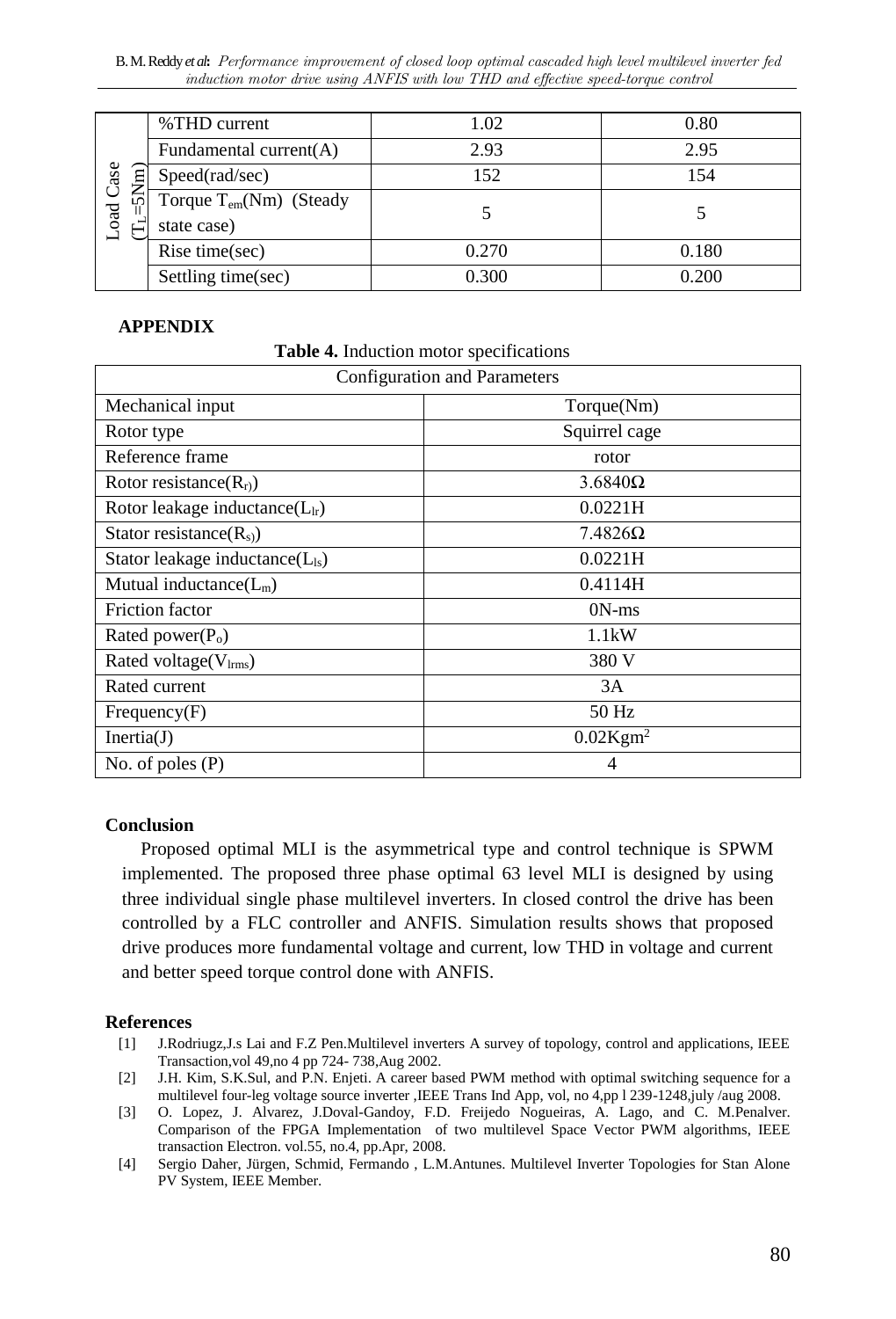| Load Case ($T_L$=5Nm) | %THD current | 1.02 | 0.80 |
|---|---|---|---|
| | Fundamental current(A) | 2.93 | 2.95 |
| | Speed(rad/sec) | 152 | 154 |
| | Torque $T_{em}$(Nm) (Steady state case) | 5 | 5 |
| | Rise time(sec) | 0.270 | 0.180 |
| | Settling time(sec) | 0.300 | 0.200 |

**APPENDIX**

**Table 4.** Induction motor specifications

| Configuration and Parameters | |
|---|---|
| Mechanical input | Torque(Nm) |
| Rotor type | Squirrel cage |
| Reference frame | rotor |
| Rotor resistance($R_r$) | 3.6840Ω |
| Rotor leakage inductance($L_{lr}$) | 0.0221H |
| Stator resistance($R_s$) | 7.4826Ω |
| Stator leakage inductance($L_{ls}$) | 0.0221H |
| Mutual inductance($L_m$) | 0.4114H |
| Friction factor | 0N-ms |
| Rated power($P_o$) | 1.1kW |
| Rated voltage($V_{lrms}$) | 380 V |
| Rated current | 3A |
| Frequency(F) | 50 Hz |
| Inertia(J) | $0.02Kgm^2$ |
| No. of poles (P) | 4 |

**Conclusion**

Proposed optimal MLI is the asymmetrical type and control technique is SPWM implemented. The proposed three phase optimal 63 level MLI is designed by using three individual single phase multilevel inverters. In closed control the drive has been controlled by a FLC controller and ANFIS. Simulation results shows that proposed drive produces more fundamental voltage and current, low THD in voltage and current and better speed torque control done with ANFIS.

**References**

[1] J.Rodriugz,J.s Lai and F.Z Pen.Multilevel inverters A survey of topology, control and applications, IEEE Transaction,vol 49,no 4 pp 724- 738,Aug 2002.

[2] J.H. Kim, S.K.Sul, and P.N. Enjeti. A career based PWM method with optimal switching sequence for a multilevel four-leg voltage source inverter ,IEEE Trans Ind App, vol, no 4,pp l 239-1248,july /aug 2008.

[3] O. Lopez, J. Alvarez, J.Doval-Gandoy, F.D. Freijedo Nogueiras, A. Lago, and C. M.Penalver. Comparison of the FPGA Implementation of two multilevel Space Vector PWM algorithms, IEEE transaction Electron. vol.55, no.4, pp.Apr, 2008.

[4] Sergio Daher, Jürgen, Schmid, Fermando , L.M.Antunes. Multilevel Inverter Topologies for Stan Alone PV System, IEEE Member.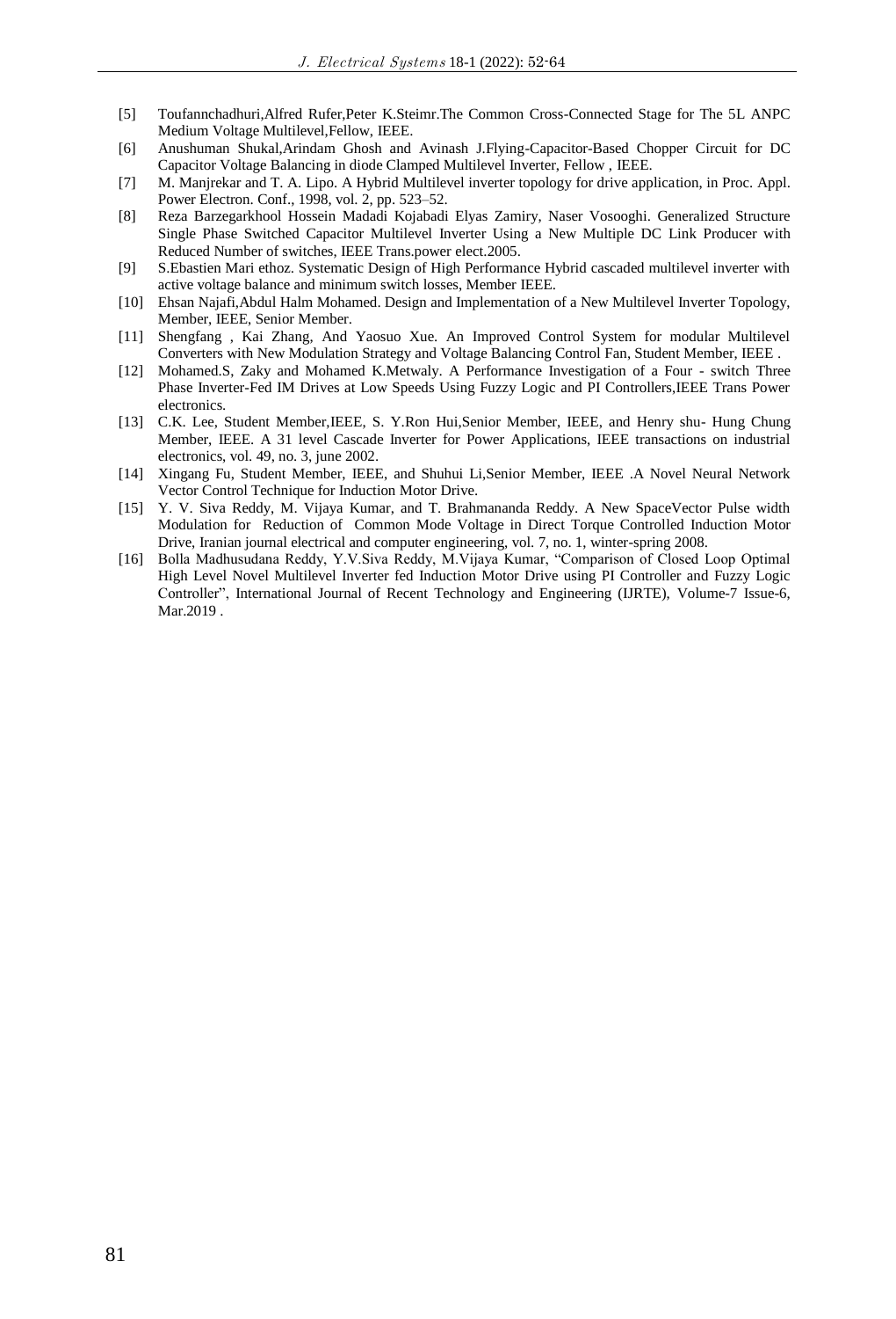[5] Toufannchadhuri,Alfred Rufer,Peter K.Steimr.The Common Cross-Connected Stage for The 5L ANPC Medium Voltage Multilevel,Fellow, IEEE.

[6] Anushuman Shukal,Arindam Ghosh and Avinash J.Flying-Capacitor-Based Chopper Circuit for DC Capacitor Voltage Balancing in diode Clamped Multilevel Inverter, Fellow , IEEE.

[7] M. Manjrekar and T. A. Lipo. A Hybrid Multilevel inverter topology for drive application, in Proc. Appl. Power Electron. Conf., 1998, vol. 2, pp. 523–52.

[8] Reza Barzegarkhool Hossein Madadi Kojabadi Elyas Zamiry, Naser Vosooghi. Generalized Structure Single Phase Switched Capacitor Multilevel Inverter Using a New Multiple DC Link Producer with Reduced Number of switches, IEEE Trans.power elect.2005.

[9] S.Ebastien Mari ethoz. Systematic Design of High Performance Hybrid cascaded multilevel inverter with active voltage balance and minimum switch losses, Member IEEE.

[10] Ehsan Najafi,Abdul Halm Mohamed. Design and Implementation of a New Multilevel Inverter Topology, Member, IEEE, Senior Member.

[11] Shengfang , Kai Zhang, And Yaosuo Xue. An Improved Control System for modular Multilevel Converters with New Modulation Strategy and Voltage Balancing Control Fan, Student Member, IEEE .

[12] Mohamed.S, Zaky and Mohamed K.Metwaly. A Performance Investigation of a Four - switch Three Phase Inverter-Fed IM Drives at Low Speeds Using Fuzzy Logic and PI Controllers,IEEE Trans Power electronics.

[13] C.K. Lee, Student Member,IEEE, S. Y.Ron Hui,Senior Member, IEEE, and Henry shu- Hung Chung Member, IEEE. A 31 level Cascade Inverter for Power Applications, IEEE transactions on industrial electronics, vol. 49, no. 3, june 2002.

[14] Xingang Fu, Student Member, IEEE, and Shuhui Li,Senior Member, IEEE .A Novel Neural Network Vector Control Technique for Induction Motor Drive.

[15] Y. V. Siva Reddy, M. Vijaya Kumar, and T. Brahmananda Reddy. A New SpaceVector Pulse width Modulation for Reduction of Common Mode Voltage in Direct Torque Controlled Induction Motor Drive, Iranian journal electrical and computer engineering, vol. 7, no. 1, winter-spring 2008.

[16] Bolla Madhusudana Reddy, Y.V.Siva Reddy, M.Vijaya Kumar, "Comparison of Closed Loop Optimal High Level Novel Multilevel Inverter fed Induction Motor Drive using PI Controller and Fuzzy Logic Controller", International Journal of Recent Technology and Engineering (IJRTE), Volume-7 Issue-6, Mar.2019 .